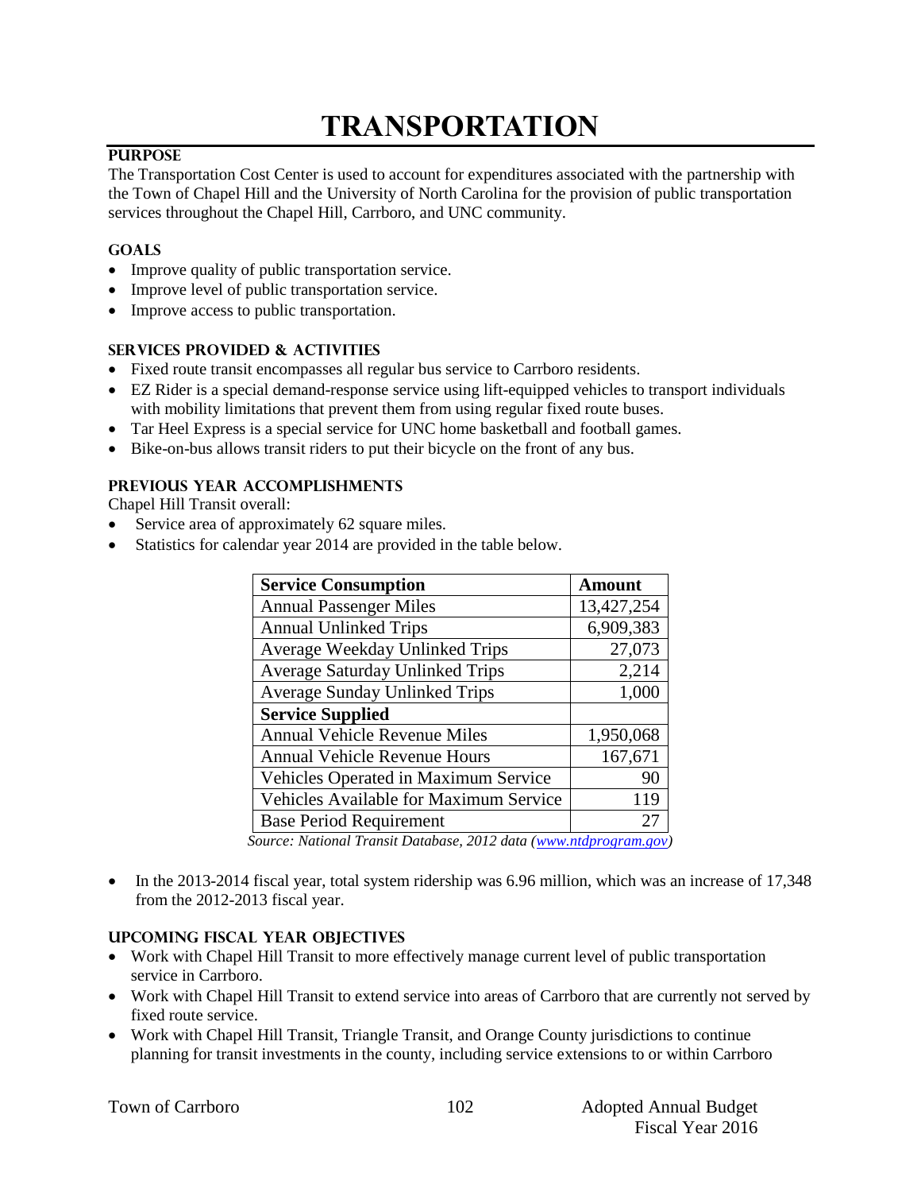# TRANSPORTATION

## PURPOSE

The Transportation Cost Center is used to account for expenditures associated with the partnership with the Town of Chapel Hill and the University of North Carolina for the provision of public transportation services throughout the Chapel Hill, Carrboro, and UNC community.

### GOALS

- Improve quality of public transportation service.
- Improve level of public transportation service.
- Improve access to public transportation.

### SERVICES PROVIDED & ACTIVITIES

- Fixed route transit encompasses all regular bus service to Carrboro residents.
- EZ Rider is a special demand-response service using lift-equipped vehicles to transport individuals with mobility limitations that prevent them from using regular fixed route buses.
- Tar Heel Express is a special service for UNC home basketball and football games.
- Bike-on-bus allows transit riders to put their bicycle on the front of any bus.

### PREVIOUS YEAR ACCOMPLISHMENTS

Chapel Hill Transit overall:

- Service area of approximately 62 square miles.
- Statistics for calendar year 2014 are provided in the table below.

| **Service Consumption** | **Amount** |
|---|---|
| Annual Passenger Miles | 13,427,254 |
| Annual Unlinked Trips | 6,909,383 |
| Average Weekday Unlinked Trips | 27,073 |
| Average Saturday Unlinked Trips | 2,214 |
| Average Sunday Unlinked Trips | 1,000 |
| **Service Supplied** | |
| Annual Vehicle Revenue Miles | 1,950,068 |
| Annual Vehicle Revenue Hours | 167,671 |
| Vehicles Operated in Maximum Service | 90 |
| Vehicles Available for Maximum Service | 119 |
| Base Period Requirement | 27 |

*Source: National Transit Database, 2012 data (www.ntdprogram.gov)*

- In the 2013-2014 fiscal year, total system ridership was 6.96 million, which was an increase of 17,348 from the 2012-2013 fiscal year.

### UPCOMING FISCAL YEAR OBJECTIVES

- Work with Chapel Hill Transit to more effectively manage current level of public transportation service in Carrboro.
- Work with Chapel Hill Transit to extend service into areas of Carrboro that are currently not served by fixed route service.
- Work with Chapel Hill Transit, Triangle Transit, and Orange County jurisdictions to continue planning for transit investments in the county, including service extensions to or within Carrboro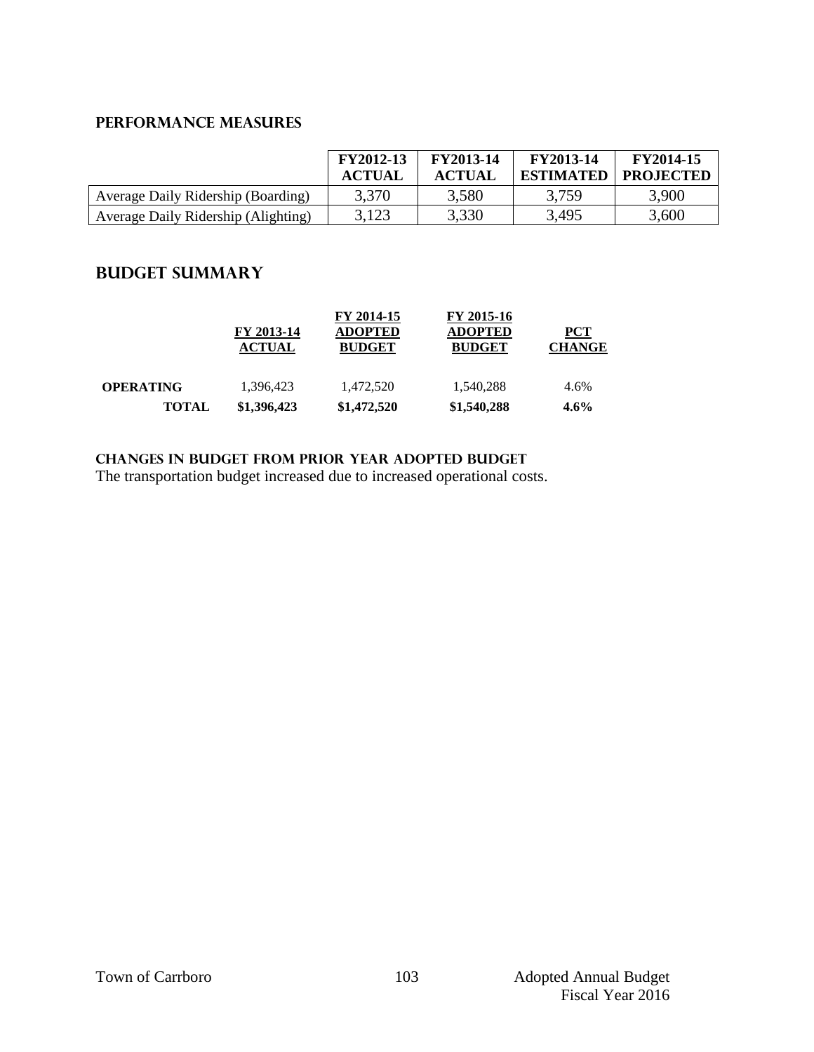## PERFORMANCE MEASURES

| | FY2012-13 ACTUAL | FY2013-14 ACTUAL | FY2013-14 ESTIMATED | FY2014-15 PROJECTED |
|---|---|---|---|---|
| Average Daily Ridership (Boarding) | 3,370 | 3,580 | 3,759 | 3,900 |
| Average Daily Ridership (Alighting) | 3,123 | 3,330 | 3,495 | 3,600 |

## BUDGET SUMMARY

| | FY 2013-14 ACTUAL | FY 2014-15 ADOPTED BUDGET | FY 2015-16 ADOPTED BUDGET | PCT CHANGE |
|---|---|---|---|---|
| **OPERATING** | 1,396,423 | 1,472,520 | 1,540,288 | 4.6% |
| **TOTAL** | **$1,396,423** | **$1,472,520** | **$1,540,288** | **4.6%** |

### CHANGES IN BUDGET FROM PRIOR YEAR ADOPTED BUDGET

The transportation budget increased due to increased operational costs.